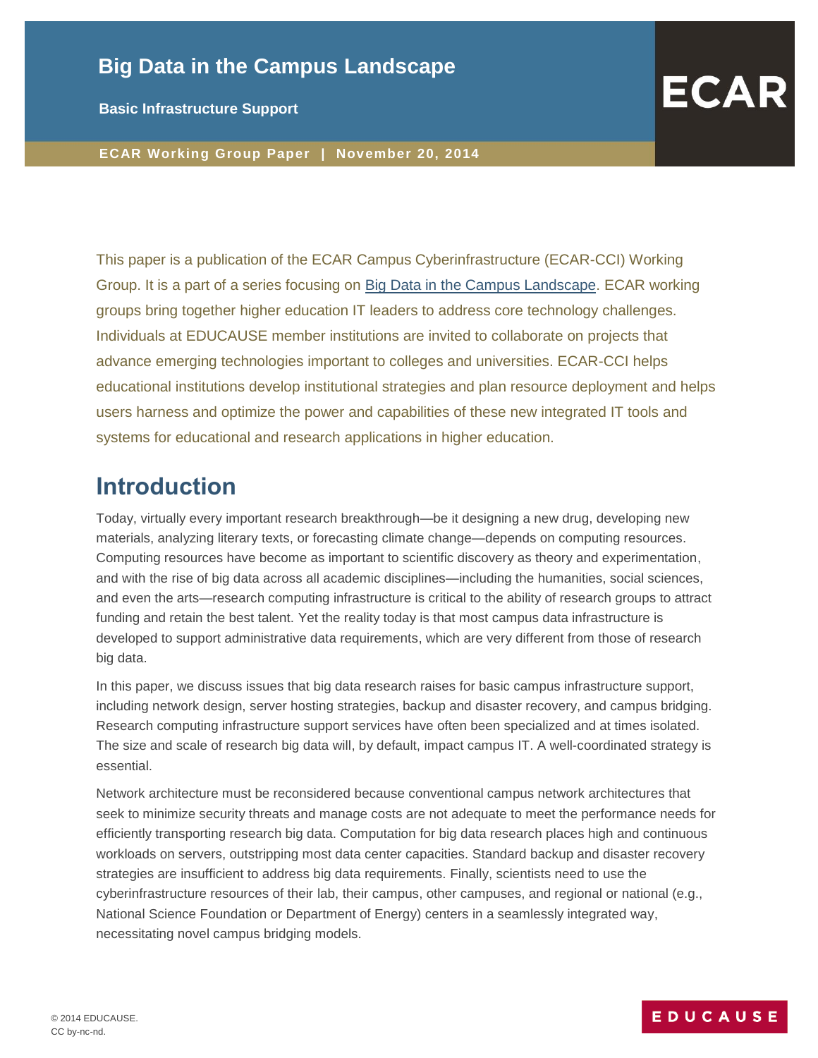# Big Data in the Campus Landscape

**Basic Infrastructure Support**

**ECAR Working Group Paper | November 20, 2014**

This paper is a publication of the ECAR Campus Cyberinfrastructure (ECAR-CCI) Working Group. It is a part of a series focusing on [Big Data in the Campus Landscape](). ECAR working groups bring together higher education IT leaders to address core technology challenges. Individuals at EDUCAUSE member institutions are invited to collaborate on projects that advance emerging technologies important to colleges and universities. ECAR-CCI helps educational institutions develop institutional strategies and plan resource deployment and helps users harness and optimize the power and capabilities of these new integrated IT tools and systems for educational and research applications in higher education.

## Introduction

Today, virtually every important research breakthrough—be it designing a new drug, developing new materials, analyzing literary texts, or forecasting climate change—depends on computing resources. Computing resources have become as important to scientific discovery as theory and experimentation, and with the rise of big data across all academic disciplines—including the humanities, social sciences, and even the arts—research computing infrastructure is critical to the ability of research groups to attract funding and retain the best talent. Yet the reality today is that most campus data infrastructure is developed to support administrative data requirements, which are very different from those of research big data.

In this paper, we discuss issues that big data research raises for basic campus infrastructure support, including network design, server hosting strategies, backup and disaster recovery, and campus bridging. Research computing infrastructure support services have often been specialized and at times isolated. The size and scale of research big data will, by default, impact campus IT. A well-coordinated strategy is essential.

Network architecture must be reconsidered because conventional campus network architectures that seek to minimize security threats and manage costs are not adequate to meet the performance needs for efficiently transporting research big data. Computation for big data research places high and continuous workloads on servers, outstripping most data center capacities. Standard backup and disaster recovery strategies are insufficient to address big data requirements. Finally, scientists need to use the cyberinfrastructure resources of their lab, their campus, other campuses, and regional or national (e.g., National Science Foundation or Department of Energy) centers in a seamlessly integrated way, necessitating novel campus bridging models.

© 2014 EDUCAUSE.
CC by-nc-nd.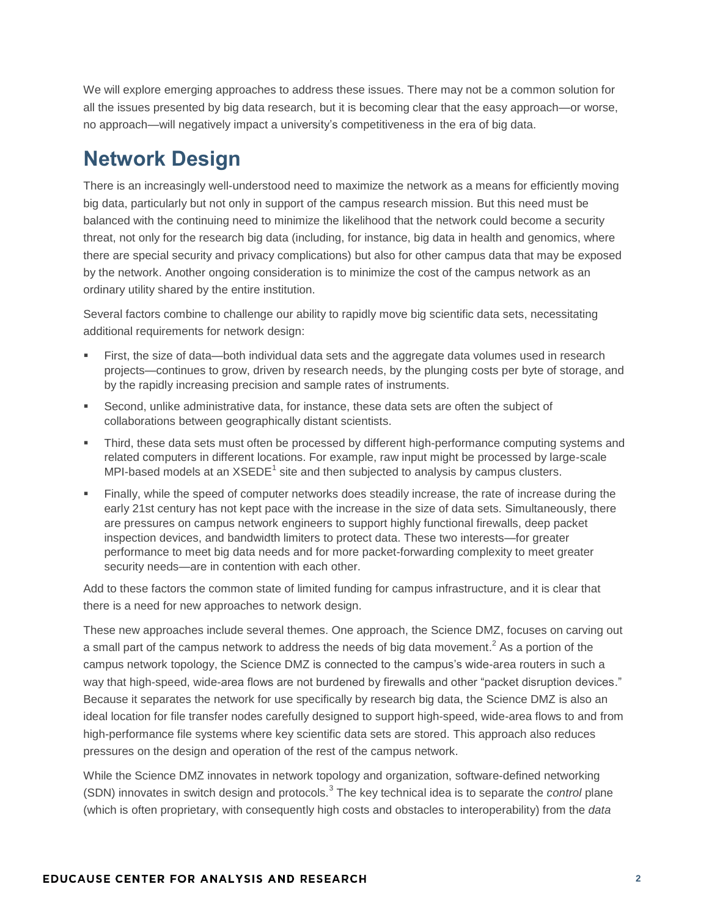We will explore emerging approaches to address these issues. There may not be a common solution for all the issues presented by big data research, but it is becoming clear that the easy approach—or worse, no approach—will negatively impact a university's competitiveness in the era of big data.

## Network Design

There is an increasingly well-understood need to maximize the network as a means for efficiently moving big data, particularly but not only in support of the campus research mission. But this need must be balanced with the continuing need to minimize the likelihood that the network could become a security threat, not only for the research big data (including, for instance, big data in health and genomics, where there are special security and privacy complications) but also for other campus data that may be exposed by the network. Another ongoing consideration is to minimize the cost of the campus network as an ordinary utility shared by the entire institution.

Several factors combine to challenge our ability to rapidly move big scientific data sets, necessitating additional requirements for network design:

- First, the size of data—both individual data sets and the aggregate data volumes used in research projects—continues to grow, driven by research needs, by the plunging costs per byte of storage, and by the rapidly increasing precision and sample rates of instruments.
- Second, unlike administrative data, for instance, these data sets are often the subject of collaborations between geographically distant scientists.
- Third, these data sets must often be processed by different high-performance computing systems and related computers in different locations. For example, raw input might be processed by large-scale MPI-based models at an XSEDE[1] site and then subjected to analysis by campus clusters.
- Finally, while the speed of computer networks does steadily increase, the rate of increase during the early 21st century has not kept pace with the increase in the size of data sets. Simultaneously, there are pressures on campus network engineers to support highly functional firewalls, deep packet inspection devices, and bandwidth limiters to protect data. These two interests—for greater performance to meet big data needs and for more packet-forwarding complexity to meet greater security needs—are in contention with each other.

Add to these factors the common state of limited funding for campus infrastructure, and it is clear that there is a need for new approaches to network design.

These new approaches include several themes. One approach, the Science DMZ, focuses on carving out a small part of the campus network to address the needs of big data movement.[2] As a portion of the campus network topology, the Science DMZ is connected to the campus's wide-area routers in such a way that high-speed, wide-area flows are not burdened by firewalls and other "packet disruption devices." Because it separates the network for use specifically by research big data, the Science DMZ is also an ideal location for file transfer nodes carefully designed to support high-speed, wide-area flows to and from high-performance file systems where key scientific data sets are stored. This approach also reduces pressures on the design and operation of the rest of the campus network.

While the Science DMZ innovates in network topology and organization, software-defined networking (SDN) innovates in switch design and protocols.[3] The key technical idea is to separate the *control* plane (which is often proprietary, with consequently high costs and obstacles to interoperability) from the *data*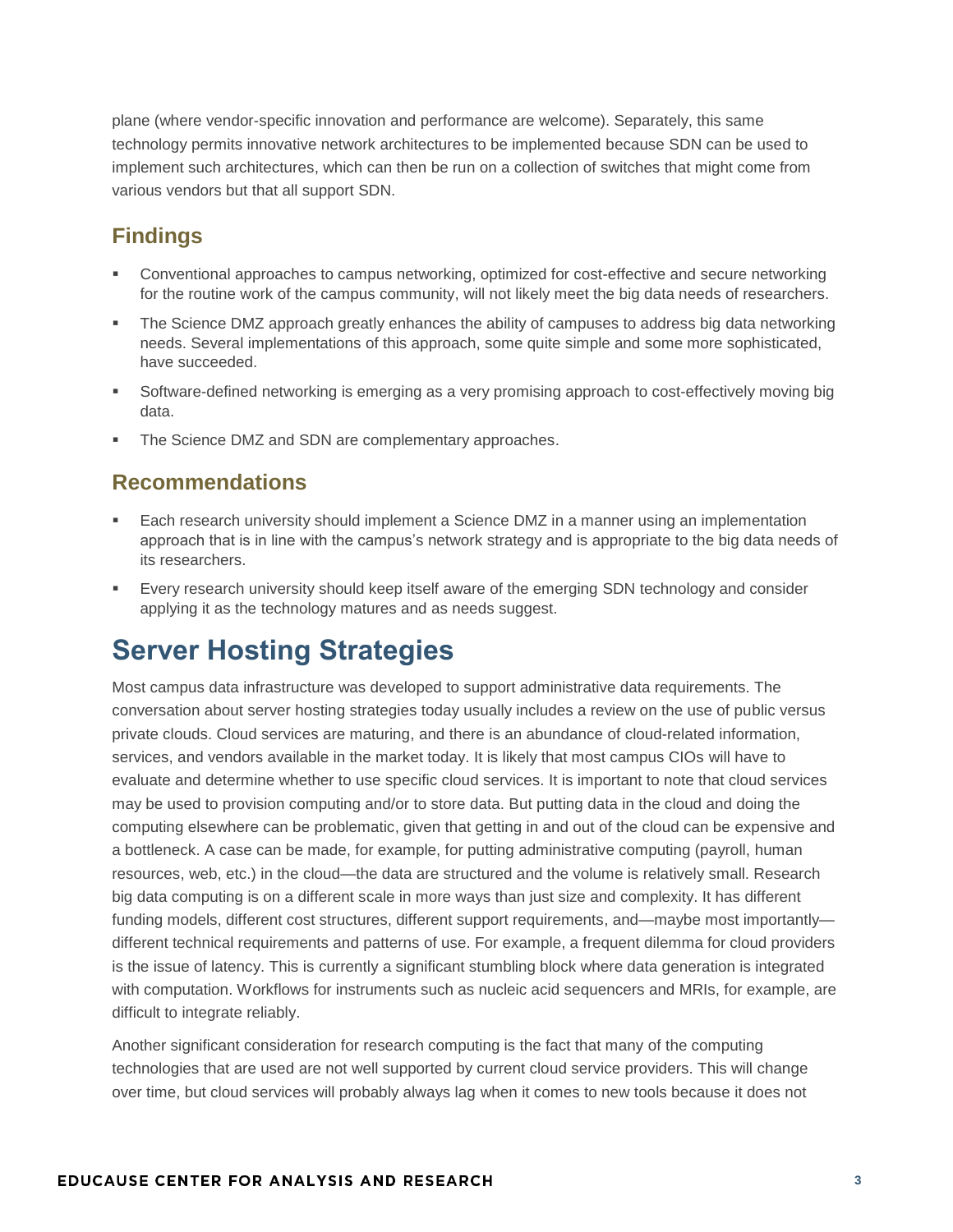plane (where vendor-specific innovation and performance are welcome). Separately, this same technology permits innovative network architectures to be implemented because SDN can be used to implement such architectures, which can then be run on a collection of switches that might come from various vendors but that all support SDN.

### Findings

- Conventional approaches to campus networking, optimized for cost-effective and secure networking for the routine work of the campus community, will not likely meet the big data needs of researchers.
- The Science DMZ approach greatly enhances the ability of campuses to address big data networking needs. Several implementations of this approach, some quite simple and some more sophisticated, have succeeded.
- Software-defined networking is emerging as a very promising approach to cost-effectively moving big data.
- The Science DMZ and SDN are complementary approaches.

### Recommendations

- Each research university should implement a Science DMZ in a manner using an implementation approach that is in line with the campus's network strategy and is appropriate to the big data needs of its researchers.
- Every research university should keep itself aware of the emerging SDN technology and consider applying it as the technology matures and as needs suggest.

## Server Hosting Strategies

Most campus data infrastructure was developed to support administrative data requirements. The conversation about server hosting strategies today usually includes a review on the use of public versus private clouds. Cloud services are maturing, and there is an abundance of cloud-related information, services, and vendors available in the market today. It is likely that most campus CIOs will have to evaluate and determine whether to use specific cloud services. It is important to note that cloud services may be used to provision computing and/or to store data. But putting data in the cloud and doing the computing elsewhere can be problematic, given that getting in and out of the cloud can be expensive and a bottleneck. A case can be made, for example, for putting administrative computing (payroll, human resources, web, etc.) in the cloud—the data are structured and the volume is relatively small. Research big data computing is on a different scale in more ways than just size and complexity. It has different funding models, different cost structures, different support requirements, and—maybe most importantly—different technical requirements and patterns of use. For example, a frequent dilemma for cloud providers is the issue of latency. This is currently a significant stumbling block where data generation is integrated with computation. Workflows for instruments such as nucleic acid sequencers and MRIs, for example, are difficult to integrate reliably.

Another significant consideration for research computing is the fact that many of the computing technologies that are used are not well supported by current cloud service providers. This will change over time, but cloud services will probably always lag when it comes to new tools because it does not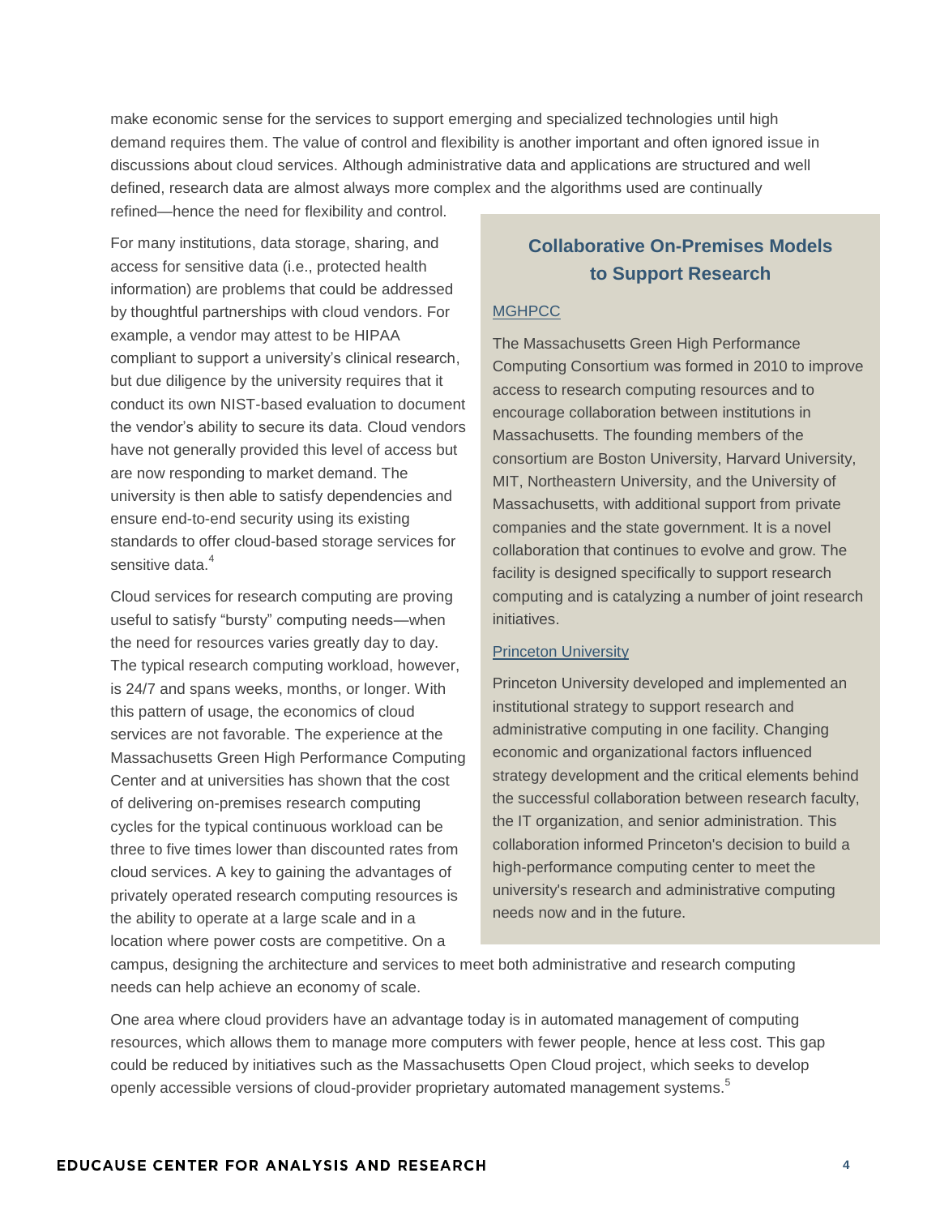make economic sense for the services to support emerging and specialized technologies until high demand requires them. The value of control and flexibility is another important and often ignored issue in discussions about cloud services. Although administrative data and applications are structured and well defined, research data are almost always more complex and the algorithms used are continually refined—hence the need for flexibility and control.

For many institutions, data storage, sharing, and access for sensitive data (i.e., protected health information) are problems that could be addressed by thoughtful partnerships with cloud vendors. For example, a vendor may attest to be HIPAA compliant to support a university's clinical research, but due diligence by the university requires that it conduct its own NIST-based evaluation to document the vendor's ability to secure its data. Cloud vendors have not generally provided this level of access but are now responding to market demand. The university is then able to satisfy dependencies and ensure end-to-end security using its existing standards to offer cloud-based storage services for sensitive data.[4]

Cloud services for research computing are proving useful to satisfy "bursty" computing needs—when the need for resources varies greatly day to day. The typical research computing workload, however, is 24/7 and spans weeks, months, or longer. With this pattern of usage, the economics of cloud services are not favorable. The experience at the Massachusetts Green High Performance Computing Center and at universities has shown that the cost of delivering on-premises research computing cycles for the typical continuous workload can be three to five times lower than discounted rates from cloud services. A key to gaining the advantages of privately operated research computing resources is the ability to operate at a large scale and in a location where power costs are competitive. On a campus, designing the architecture and services to meet both administrative and research computing needs can help achieve an economy of scale.

## Collaborative On-Premises Models to Support Research

MGHPCC

The Massachusetts Green High Performance Computing Consortium was formed in 2010 to improve access to research computing resources and to encourage collaboration between institutions in Massachusetts. The founding members of the consortium are Boston University, Harvard University, MIT, Northeastern University, and the University of Massachusetts, with additional support from private companies and the state government. It is a novel collaboration that continues to evolve and grow. The facility is designed specifically to support research computing and is catalyzing a number of joint research initiatives.

Princeton University

Princeton University developed and implemented an institutional strategy to support research and administrative computing in one facility. Changing economic and organizational factors influenced strategy development and the critical elements behind the successful collaboration between research faculty, the IT organization, and senior administration. This collaboration informed Princeton's decision to build a high-performance computing center to meet the university's research and administrative computing needs now and in the future.

One area where cloud providers have an advantage today is in automated management of computing resources, which allows them to manage more computers with fewer people, hence at less cost. This gap could be reduced by initiatives such as the Massachusetts Open Cloud project, which seeks to develop openly accessible versions of cloud-provider proprietary automated management systems.[5]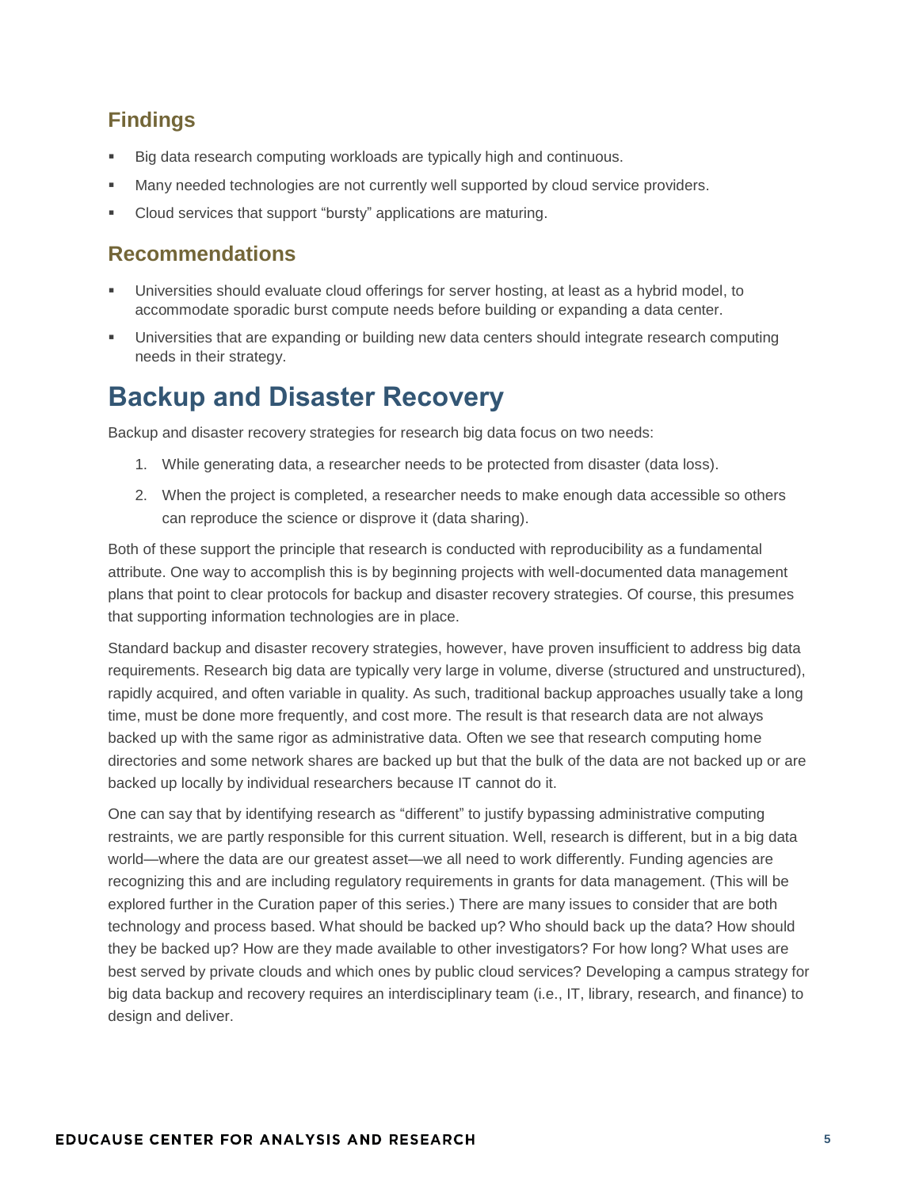### Findings

- Big data research computing workloads are typically high and continuous.
- Many needed technologies are not currently well supported by cloud service providers.
- Cloud services that support "bursty" applications are maturing.

### Recommendations

- Universities should evaluate cloud offerings for server hosting, at least as a hybrid model, to accommodate sporadic burst compute needs before building or expanding a data center.
- Universities that are expanding or building new data centers should integrate research computing needs in their strategy.

## Backup and Disaster Recovery

Backup and disaster recovery strategies for research big data focus on two needs:

1. While generating data, a researcher needs to be protected from disaster (data loss).
2. When the project is completed, a researcher needs to make enough data accessible so others can reproduce the science or disprove it (data sharing).

Both of these support the principle that research is conducted with reproducibility as a fundamental attribute. One way to accomplish this is by beginning projects with well-documented data management plans that point to clear protocols for backup and disaster recovery strategies. Of course, this presumes that supporting information technologies are in place.

Standard backup and disaster recovery strategies, however, have proven insufficient to address big data requirements. Research big data are typically very large in volume, diverse (structured and unstructured), rapidly acquired, and often variable in quality. As such, traditional backup approaches usually take a long time, must be done more frequently, and cost more. The result is that research data are not always backed up with the same rigor as administrative data. Often we see that research computing home directories and some network shares are backed up but that the bulk of the data are not backed up or are backed up locally by individual researchers because IT cannot do it.

One can say that by identifying research as "different" to justify bypassing administrative computing restraints, we are partly responsible for this current situation. Well, research is different, but in a big data world—where the data are our greatest asset—we all need to work differently. Funding agencies are recognizing this and are including regulatory requirements in grants for data management. (This will be explored further in the Curation paper of this series.) There are many issues to consider that are both technology and process based. What should be backed up? Who should back up the data? How should they be backed up? How are they made available to other investigators? For how long? What uses are best served by private clouds and which ones by public cloud services? Developing a campus strategy for big data backup and recovery requires an interdisciplinary team (i.e., IT, library, research, and finance) to design and deliver.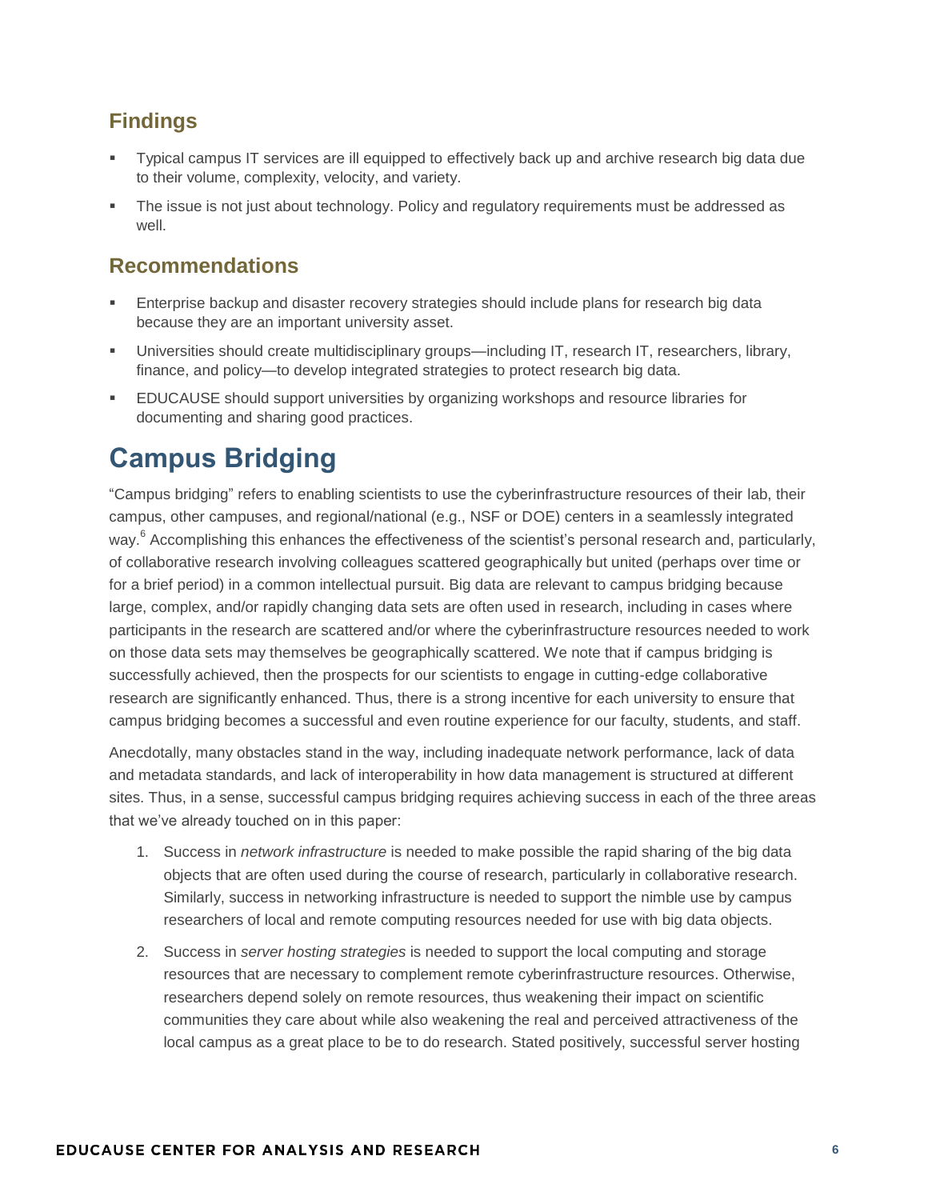### Findings

- Typical campus IT services are ill equipped to effectively back up and archive research big data due to their volume, complexity, velocity, and variety.
- The issue is not just about technology. Policy and regulatory requirements must be addressed as well.

### Recommendations

- Enterprise backup and disaster recovery strategies should include plans for research big data because they are an important university asset.
- Universities should create multidisciplinary groups—including IT, research IT, researchers, library, finance, and policy—to develop integrated strategies to protect research big data.
- EDUCAUSE should support universities by organizing workshops and resource libraries for documenting and sharing good practices.

## Campus Bridging

"Campus bridging" refers to enabling scientists to use the cyberinfrastructure resources of their lab, their campus, other campuses, and regional/national (e.g., NSF or DOE) centers in a seamlessly integrated way.[6] Accomplishing this enhances the effectiveness of the scientist's personal research and, particularly, of collaborative research involving colleagues scattered geographically but united (perhaps over time or for a brief period) in a common intellectual pursuit. Big data are relevant to campus bridging because large, complex, and/or rapidly changing data sets are often used in research, including in cases where participants in the research are scattered and/or where the cyberinfrastructure resources needed to work on those data sets may themselves be geographically scattered. We note that if campus bridging is successfully achieved, then the prospects for our scientists to engage in cutting-edge collaborative research are significantly enhanced. Thus, there is a strong incentive for each university to ensure that campus bridging becomes a successful and even routine experience for our faculty, students, and staff.

Anecdotally, many obstacles stand in the way, including inadequate network performance, lack of data and metadata standards, and lack of interoperability in how data management is structured at different sites. Thus, in a sense, successful campus bridging requires achieving success in each of the three areas that we've already touched on in this paper:

1. Success in *network infrastructure* is needed to make possible the rapid sharing of the big data objects that are often used during the course of research, particularly in collaborative research. Similarly, success in networking infrastructure is needed to support the nimble use by campus researchers of local and remote computing resources needed for use with big data objects.
2. Success in *server hosting strategies* is needed to support the local computing and storage resources that are necessary to complement remote cyberinfrastructure resources. Otherwise, researchers depend solely on remote resources, thus weakening their impact on scientific communities they care about while also weakening the real and perceived attractiveness of the local campus as a great place to be to do research. Stated positively, successful server hosting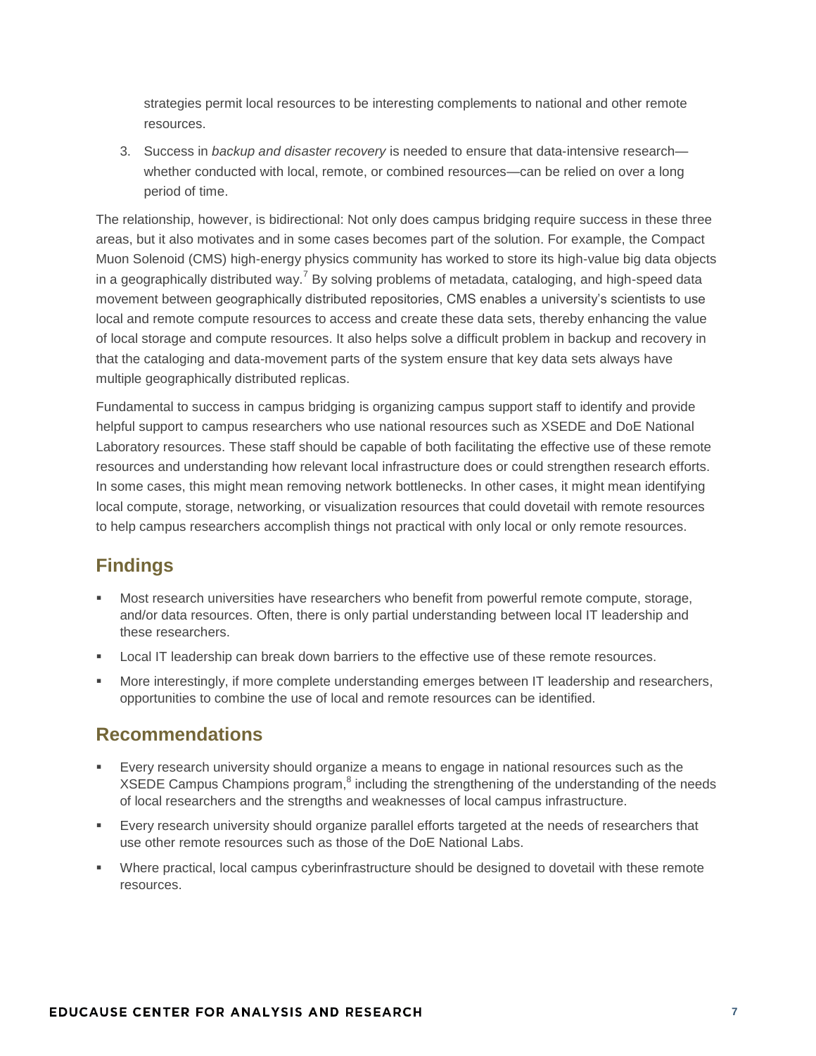strategies permit local resources to be interesting complements to national and other remote resources.

3. Success in *backup and disaster recovery* is needed to ensure that data-intensive research—whether conducted with local, remote, or combined resources—can be relied on over a long period of time.

The relationship, however, is bidirectional: Not only does campus bridging require success in these three areas, but it also motivates and in some cases becomes part of the solution. For example, the Compact Muon Solenoid (CMS) high-energy physics community has worked to store its high-value big data objects in a geographically distributed way.[7] By solving problems of metadata, cataloging, and high-speed data movement between geographically distributed repositories, CMS enables a university's scientists to use local and remote compute resources to access and create these data sets, thereby enhancing the value of local storage and compute resources. It also helps solve a difficult problem in backup and recovery in that the cataloging and data-movement parts of the system ensure that key data sets always have multiple geographically distributed replicas.

Fundamental to success in campus bridging is organizing campus support staff to identify and provide helpful support to campus researchers who use national resources such as XSEDE and DoE National Laboratory resources. These staff should be capable of both facilitating the effective use of these remote resources and understanding how relevant local infrastructure does or could strengthen research efforts. In some cases, this might mean removing network bottlenecks. In other cases, it might mean identifying local compute, storage, networking, or visualization resources that could dovetail with remote resources to help campus researchers accomplish things not practical with only local or only remote resources.

## Findings

- Most research universities have researchers who benefit from powerful remote compute, storage, and/or data resources. Often, there is only partial understanding between local IT leadership and these researchers.
- Local IT leadership can break down barriers to the effective use of these remote resources.
- More interestingly, if more complete understanding emerges between IT leadership and researchers, opportunities to combine the use of local and remote resources can be identified.

## Recommendations

- Every research university should organize a means to engage in national resources such as the XSEDE Campus Champions program,[8] including the strengthening of the understanding of the needs of local researchers and the strengths and weaknesses of local campus infrastructure.
- Every research university should organize parallel efforts targeted at the needs of researchers that use other remote resources such as those of the DoE National Labs.
- Where practical, local campus cyberinfrastructure should be designed to dovetail with these remote resources.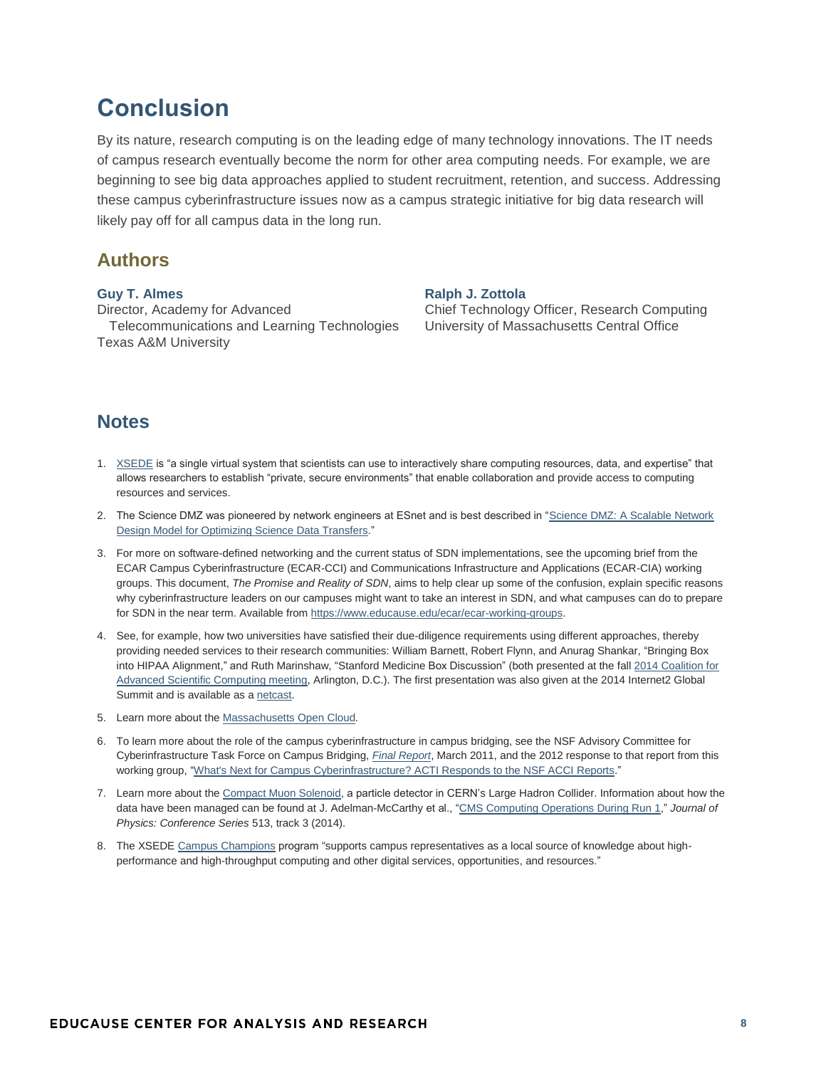## Conclusion

By its nature, research computing is on the leading edge of many technology innovations. The IT needs of campus research eventually become the norm for other area computing needs. For example, we are beginning to see big data approaches applied to student recruitment, retention, and success. Addressing these campus cyberinfrastructure issues now as a campus strategic initiative for big data research will likely pay off for all campus data in the long run.

### Authors

**Guy T. Almes**
Director, Academy for Advanced Telecommunications and Learning Technologies
Texas A&M University

**Ralph J. Zottola**
Chief Technology Officer, Research Computing
University of Massachusetts Central Office

## Notes

1. XSEDE is "a single virtual system that scientists can use to interactively share computing resources, data, and expertise" that allows researchers to establish "private, secure environments" that enable collaboration and provide access to computing resources and services.
2. The Science DMZ was pioneered by network engineers at ESnet and is best described in "Science DMZ: A Scalable Network Design Model for Optimizing Science Data Transfers."
3. For more on software-defined networking and the current status of SDN implementations, see the upcoming brief from the ECAR Campus Cyberinfrastructure (ECAR-CCI) and Communications Infrastructure and Applications (ECAR-CIA) working groups. This document, *The Promise and Reality of SDN*, aims to help clear up some of the confusion, explain specific reasons why cyberinfrastructure leaders on our campuses might want to take an interest in SDN, and what campuses can do to prepare for SDN in the near term. Available from https://www.educause.edu/ecar/ecar-working-groups.
4. See, for example, how two universities have satisfied their due-diligence requirements using different approaches, thereby providing needed services to their research communities: William Barnett, Robert Flynn, and Anurag Shankar, "Bringing Box into HIPAA Alignment," and Ruth Marinshaw, "Stanford Medicine Box Discussion" (both presented at the fall 2014 Coalition for Advanced Scientific Computing meeting, Arlington, D.C.). The first presentation was also given at the 2014 Internet2 Global Summit and is available as a netcast.
5. Learn more about the Massachusetts Open Cloud.
6. To learn more about the role of the campus cyberinfrastructure in campus bridging, see the NSF Advisory Committee for Cyberinfrastructure Task Force on Campus Bridging, *Final Report*, March 2011, and the 2012 response to that report from this working group, "What's Next for Campus Cyberinfrastructure? ACTI Responds to the NSF ACCI Reports."
7. Learn more about the Compact Muon Solenoid, a particle detector in CERN's Large Hadron Collider. Information about how the data have been managed can be found at J. Adelman-McCarthy et al., "CMS Computing Operations During Run 1," *Journal of Physics: Conference Series* 513, track 3 (2014).
8. The XSEDE Campus Champions program "supports campus representatives as a local source of knowledge about high-performance and high-throughput computing and other digital services, opportunities, and resources."